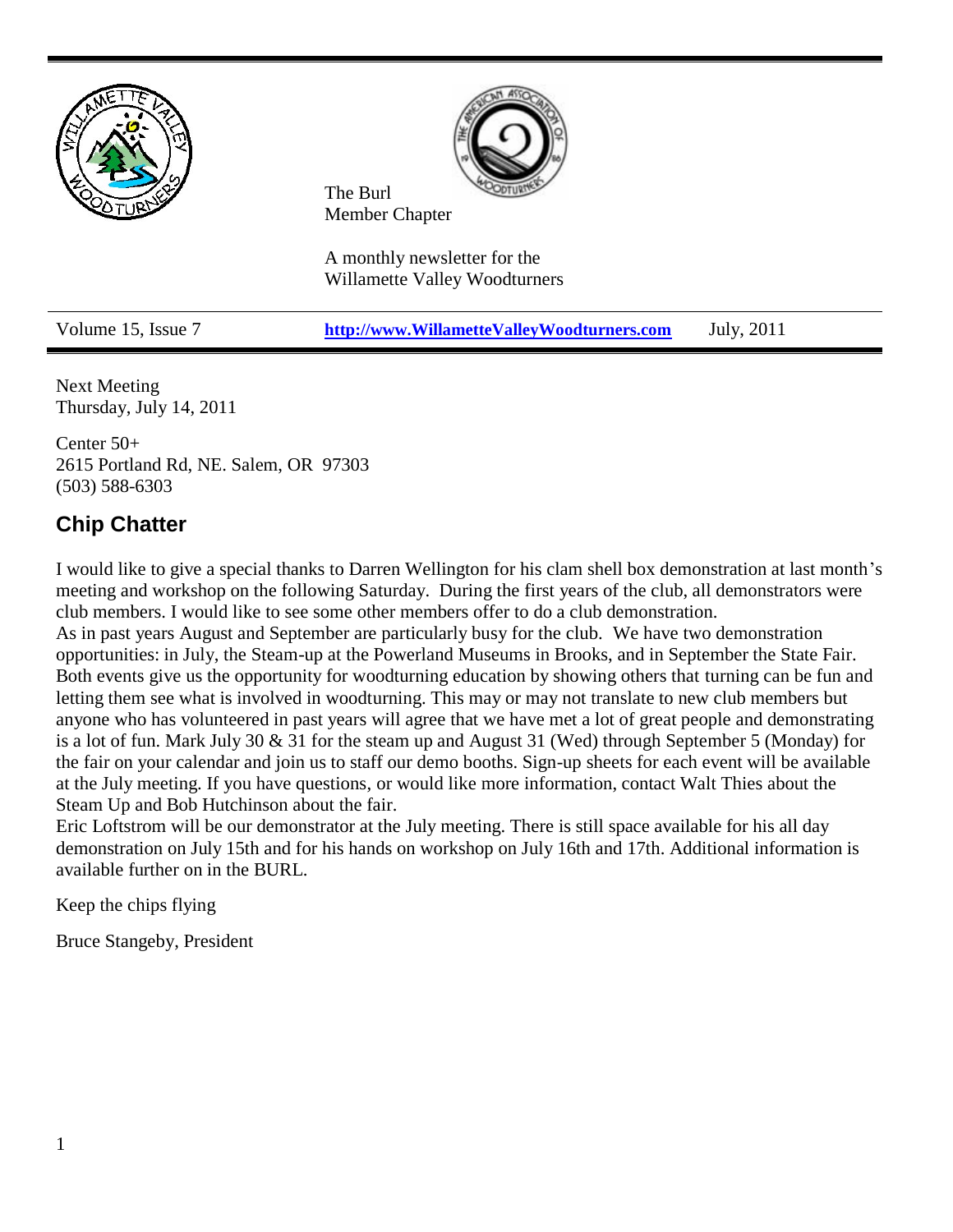The Burl
Member Chapter

A monthly newsletter for the
Willamette Valley Woodturners

Volume 15, Issue 7 | **http://www.WillametteValleyWoodturners.com** | July, 2011

Next Meeting
Thursday, July 14, 2011

Center 50+
2615 Portland Rd, NE. Salem, OR 97303
(503) 588-6303

## Chip Chatter

I would like to give a special thanks to Darren Wellington for his clam shell box demonstration at last month's meeting and workshop on the following Saturday. During the first years of the club, all demonstrators were club members. I would like to see some other members offer to do a club demonstration.

As in past years August and September are particularly busy for the club. We have two demonstration opportunities: in July, the Steam-up at the Powerland Museums in Brooks, and in September the State Fair. Both events give us the opportunity for woodturning education by showing others that turning can be fun and letting them see what is involved in woodturning. This may or may not translate to new club members but anyone who has volunteered in past years will agree that we have met a lot of great people and demonstrating is a lot of fun. Mark July 30 & 31 for the steam up and August 31 (Wed) through September 5 (Monday) for the fair on your calendar and join us to staff our demo booths. Sign-up sheets for each event will be available at the July meeting. If you have questions, or would like more information, contact Walt Thies about the Steam Up and Bob Hutchinson about the fair.

Eric Loftstrom will be our demonstrator at the July meeting. There is still space available for his all day demonstration on July 15th and for his hands on workshop on July 16th and 17th. Additional information is available further on in the BURL.

Keep the chips flying

Bruce Stangeby, President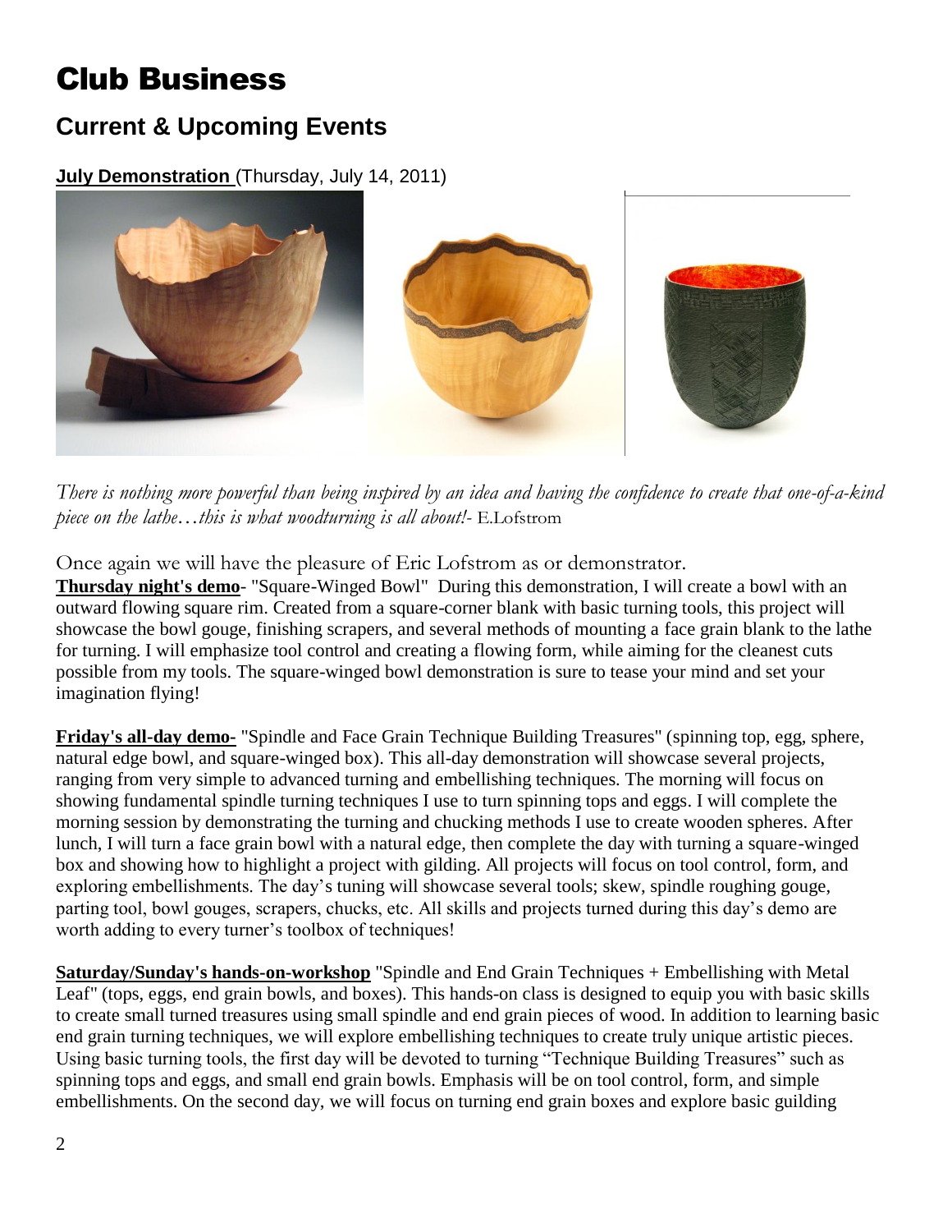# Club Business

## Current & Upcoming Events

**July Demonstration** (Thursday, July 14, 2011)

*There is nothing more powerful than being inspired by an idea and having the confidence to create that one-of-a-kind piece on the lathe…this is what woodturning is all about!*- E.Lofstrom

Once again we will have the pleasure of Eric Lofstrom as or demonstrator.

**Thursday night's demo**- "Square-Winged Bowl" During this demonstration, I will create a bowl with an outward flowing square rim. Created from a square-corner blank with basic turning tools, this project will showcase the bowl gouge, finishing scrapers, and several methods of mounting a face grain blank to the lathe for turning. I will emphasize tool control and creating a flowing form, while aiming for the cleanest cuts possible from my tools. The square-winged bowl demonstration is sure to tease your mind and set your imagination flying!

**Friday's all-day demo-** "Spindle and Face Grain Technique Building Treasures" (spinning top, egg, sphere, natural edge bowl, and square-winged box). This all-day demonstration will showcase several projects, ranging from very simple to advanced turning and embellishing techniques. The morning will focus on showing fundamental spindle turning techniques I use to turn spinning tops and eggs. I will complete the morning session by demonstrating the turning and chucking methods I use to create wooden spheres. After lunch, I will turn a face grain bowl with a natural edge, then complete the day with turning a square-winged box and showing how to highlight a project with gilding. All projects will focus on tool control, form, and exploring embellishments. The day's tuning will showcase several tools; skew, spindle roughing gouge, parting tool, bowl gouges, scrapers, chucks, etc. All skills and projects turned during this day's demo are worth adding to every turner's toolbox of techniques!

**Saturday/Sunday's hands-on-workshop** "Spindle and End Grain Techniques + Embellishing with Metal Leaf" (tops, eggs, end grain bowls, and boxes). This hands-on class is designed to equip you with basic skills to create small turned treasures using small spindle and end grain pieces of wood. In addition to learning basic end grain turning techniques, we will explore embellishing techniques to create truly unique artistic pieces. Using basic turning tools, the first day will be devoted to turning "Technique Building Treasures" such as spinning tops and eggs, and small end grain bowls. Emphasis will be on tool control, form, and simple embellishments. On the second day, we will focus on turning end grain boxes and explore basic guilding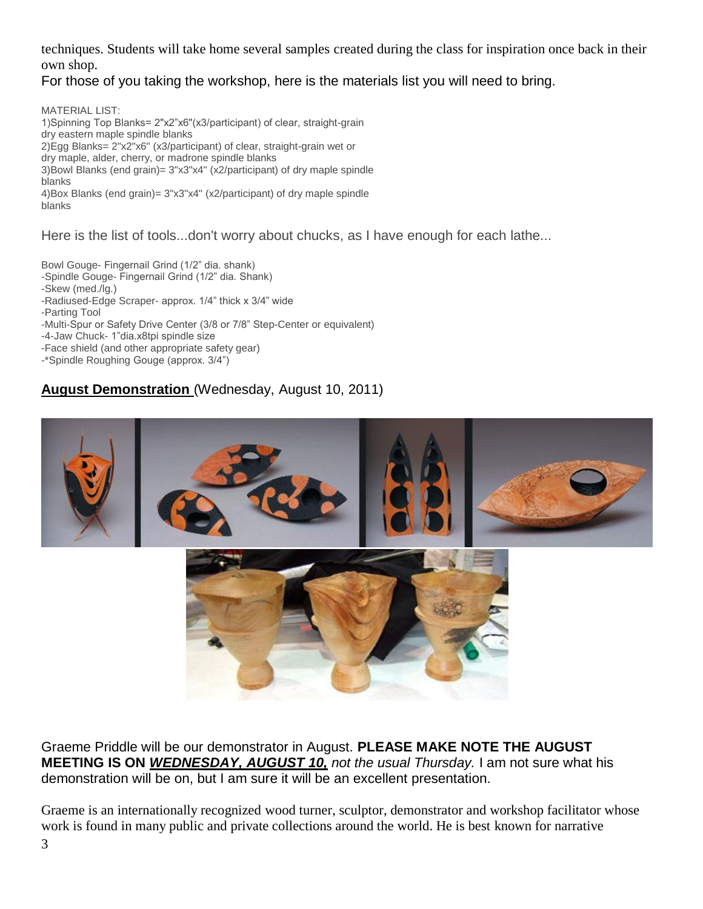techniques. Students will take home several samples created during the class for inspiration once back in their own shop.

For those of you taking the workshop, here is the materials list you will need to bring.

MATERIAL LIST:
1)Spinning Top Blanks= 2"x2"x6"(x3/participant) of clear, straight-grain dry eastern maple spindle blanks
2)Egg Blanks= 2"x2"x6" (x3/participant) of clear, straight-grain wet or dry maple, alder, cherry, or madrone spindle blanks
3)Bowl Blanks (end grain)= 3"x3"x4" (x2/participant) of dry maple spindle blanks
4)Box Blanks (end grain)= 3"x3"x4" (x2/participant) of dry maple spindle blanks

Here is the list of tools...don't worry about chucks, as I have enough for each lathe...

Bowl Gouge- Fingernail Grind (1/2" dia. shank)
-Spindle Gouge- Fingernail Grind (1/2" dia. Shank)
-Skew (med./lg.)
-Radiused-Edge Scraper- approx. 1/4" thick x 3/4" wide
-Parting Tool
-Multi-Spur or Safety Drive Center (3/8 or 7/8" Step-Center or equivalent)
-4-Jaw Chuck- 1"dia.x8tpi spindle size
-Face shield (and other appropriate safety gear)
-*Spindle Roughing Gouge (approx. 3/4")

## **August Demonstration** (Wednesday, August 10, 2011)

Graeme Priddle will be our demonstrator in August. **PLEASE MAKE NOTE THE AUGUST MEETING IS ON *WEDNESDAY, AUGUST 10,*** *not the usual Thursday.* I am not sure what his demonstration will be on, but I am sure it will be an excellent presentation.

Graeme is an internationally recognized wood turner, sculptor, demonstrator and workshop facilitator whose work is found in many public and private collections around the world. He is best known for narrative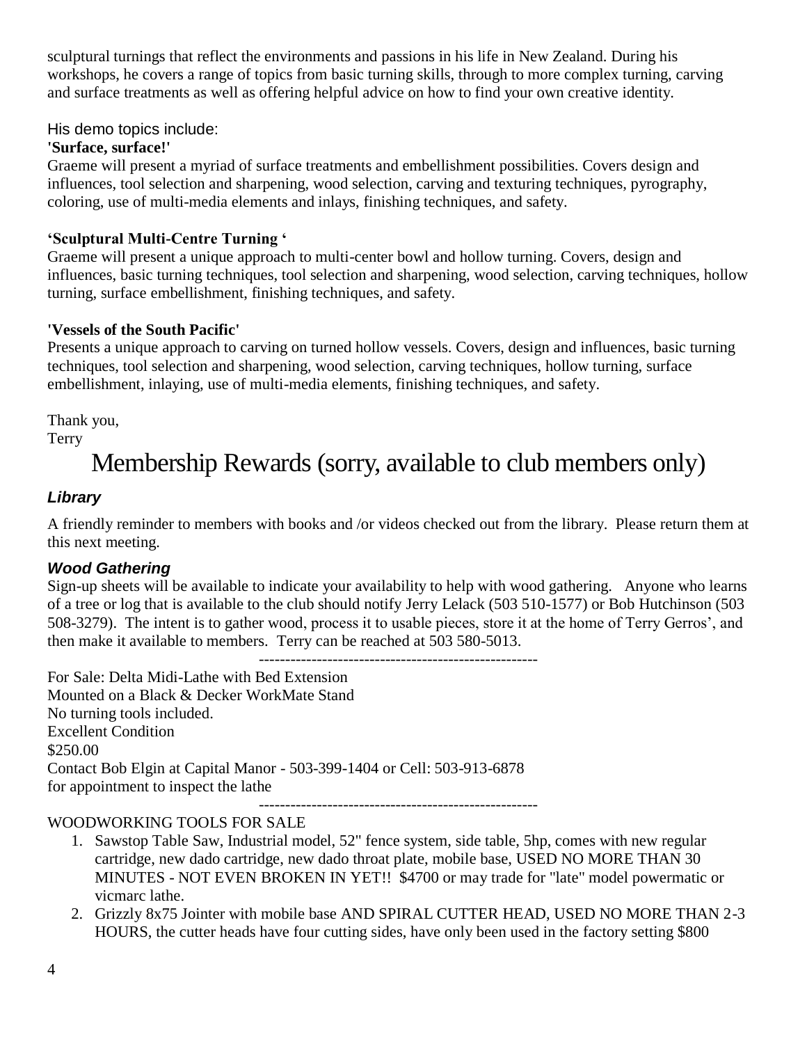sculptural turnings that reflect the environments and passions in his life in New Zealand. During his workshops, he covers a range of topics from basic turning skills, through to more complex turning, carving and surface treatments as well as offering helpful advice on how to find your own creative identity.

His demo topics include:

**'Surface, surface!'**

Graeme will present a myriad of surface treatments and embellishment possibilities. Covers design and influences, tool selection and sharpening, wood selection, carving and texturing techniques, pyrography, coloring, use of multi-media elements and inlays, finishing techniques, and safety.

**'Sculptural Multi-Centre Turning '**

Graeme will present a unique approach to multi-center bowl and hollow turning. Covers, design and influences, basic turning techniques, tool selection and sharpening, wood selection, carving techniques, hollow turning, surface embellishment, finishing techniques, and safety.

**'Vessels of the South Pacific'**

Presents a unique approach to carving on turned hollow vessels. Covers, design and influences, basic turning techniques, tool selection and sharpening, wood selection, carving techniques, hollow turning, surface embellishment, inlaying, use of multi-media elements, finishing techniques, and safety.

Thank you,
Terry

# Membership Rewards (sorry, available to club members only)

### *Library*

A friendly reminder to members with books and /or videos checked out from the library. Please return them at this next meeting.

### *Wood Gathering*

Sign-up sheets will be available to indicate your availability to help with wood gathering. Anyone who learns of a tree or log that is available to the club should notify Jerry Lelack (503 510-1577) or Bob Hutchinson (503 508-3279). The intent is to gather wood, process it to usable pieces, store it at the home of Terry Gerros', and then make it available to members. Terry can be reached at 503 580-5013.

-----------------------------------------------------

For Sale: Delta Midi-Lathe with Bed Extension
Mounted on a Black & Decker WorkMate Stand
No turning tools included.
Excellent Condition
$250.00
Contact Bob Elgin at Capital Manor - 503-399-1404 or Cell: 503-913-6878
for appointment to inspect the lathe

-----------------------------------------------------

WOODWORKING TOOLS FOR SALE

1. Sawstop Table Saw, Industrial model, 52" fence system, side table, 5hp, comes with new regular cartridge, new dado cartridge, new dado throat plate, mobile base, USED NO MORE THAN 30 MINUTES - NOT EVEN BROKEN IN YET!! $4700 or may trade for "late" model powermatic or vicmarc lathe.
2. Grizzly 8x75 Jointer with mobile base AND SPIRAL CUTTER HEAD, USED NO MORE THAN 2-3 HOURS, the cutter heads have four cutting sides, have only been used in the factory setting $800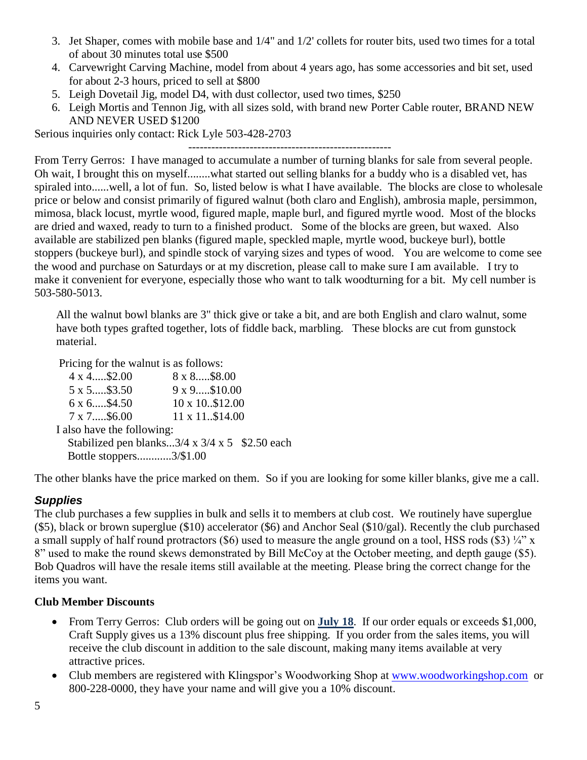3. Jet Shaper, comes with mobile base and 1/4" and 1/2' collets for router bits, used two times for a total of about 30 minutes total use $500
4. Carvewright Carving Machine, model from about 4 years ago, has some accessories and bit set, used for about 2-3 hours, priced to sell at $800
5. Leigh Dovetail Jig, model D4, with dust collector, used two times, $250
6. Leigh Mortis and Tennon Jig, with all sizes sold, with brand new Porter Cable router, BRAND NEW AND NEVER USED $1200

Serious inquiries only contact: Rick Lyle 503-428-2703

-----------------------------------------------------

From Terry Gerros: I have managed to accumulate a number of turning blanks for sale from several people. Oh wait, I brought this on myself........what started out selling blanks for a buddy who is a disabled vet, has spiraled into......well, a lot of fun. So, listed below is what I have available. The blocks are close to wholesale price or below and consist primarily of figured walnut (both claro and English), ambrosia maple, persimmon, mimosa, black locust, myrtle wood, figured maple, maple burl, and figured myrtle wood. Most of the blocks are dried and waxed, ready to turn to a finished product. Some of the blocks are green, but waxed. Also available are stabilized pen blanks (figured maple, speckled maple, myrtle wood, buckeye burl), bottle stoppers (buckeye burl), and spindle stock of varying sizes and types of wood. You are welcome to come see the wood and purchase on Saturdays or at my discretion, please call to make sure I am available. I try to make it convenient for everyone, especially those who want to talk woodturning for a bit. My cell number is 503-580-5013.

All the walnut bowl blanks are 3" thick give or take a bit, and are both English and claro walnut, some have both types grafted together, lots of fiddle back, marbling. These blocks are cut from gunstock material.

Pricing for the walnut is as follows:

| | |
|---|---|
| 4 x 4.....$2.00 | 8 x 8.....$8.00 |
| 5 x 5.....$3.50 | 9 x 9.....$10.00 |
| 6 x 6.....$4.50 | 10 x 10..$12.00 |
| 7 x 7.....$6.00 | 11 x 11..$14.00 |

I also have the following:

Stabilized pen blanks...3/4 x 3/4 x 5 $2.50 each

Bottle stoppers............3/$1.00

The other blanks have the price marked on them. So if you are looking for some killer blanks, give me a call.

### *Supplies*

The club purchases a few supplies in bulk and sells it to members at club cost. We routinely have superglue ($5), black or brown superglue ($10) accelerator ($6) and Anchor Seal ($10/gal). Recently the club purchased a small supply of half round protractors ($6) used to measure the angle ground on a tool, HSS rods ($3) ¼" x 8" used to make the round skews demonstrated by Bill McCoy at the October meeting, and depth gauge ($5). Bob Quadros will have the resale items still available at the meeting. Please bring the correct change for the items you want.

### **Club Member Discounts**

- From Terry Gerros: Club orders will be going out on **July 18**. If our order equals or exceeds $1,000, Craft Supply gives us a 13% discount plus free shipping. If you order from the sales items, you will receive the club discount in addition to the sale discount, making many items available at very attractive prices.
- Club members are registered with Klingspor's Woodworking Shop at www.woodworkingshop.com or 800-228-0000, they have your name and will give you a 10% discount.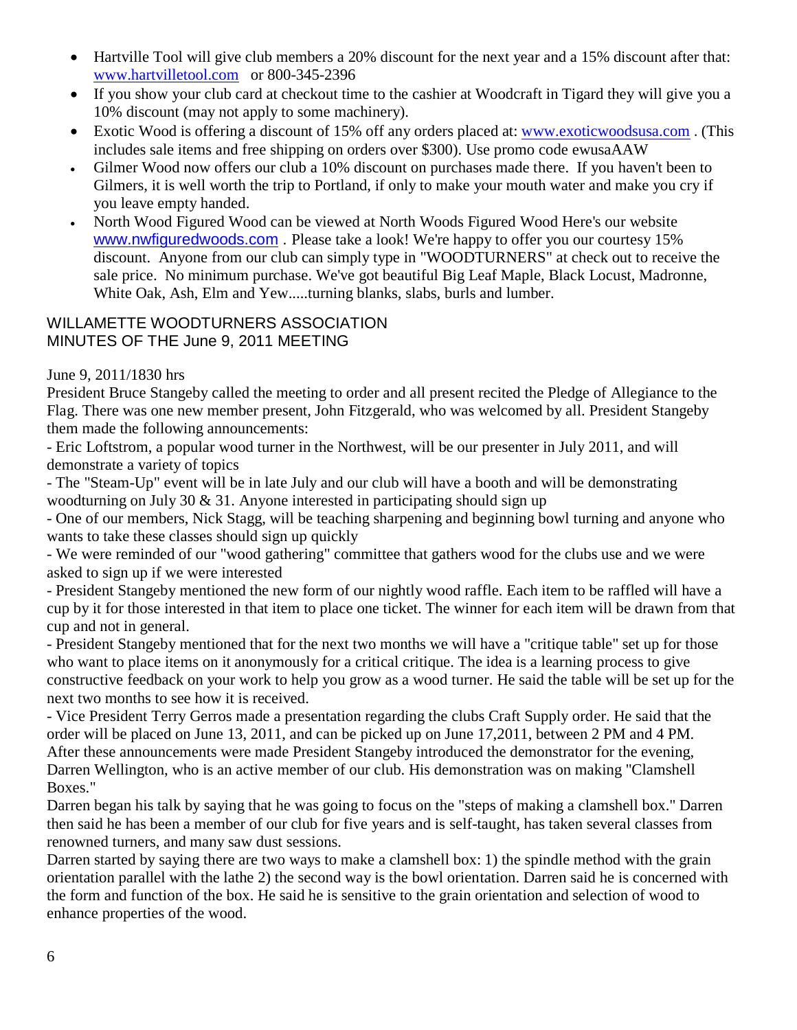- Hartville Tool will give club members a 20% discount for the next year and a 15% discount after that: www.hartvilletool.com or 800-345-2396
- If you show your club card at checkout time to the cashier at Woodcraft in Tigard they will give you a 10% discount (may not apply to some machinery).
- Exotic Wood is offering a discount of 15% off any orders placed at: www.exoticwoodsusa.com . (This includes sale items and free shipping on orders over $300). Use promo code ewusaAAW
- Gilmer Wood now offers our club a 10% discount on purchases made there. If you haven't been to Gilmers, it is well worth the trip to Portland, if only to make your mouth water and make you cry if you leave empty handed.
- North Wood Figured Wood can be viewed at North Woods Figured Wood Here's our website www.nwfiguredwoods.com . Please take a look! We're happy to offer you our courtesy 15% discount. Anyone from our club can simply type in "WOODTURNERS" at check out to receive the sale price. No minimum purchase. We've got beautiful Big Leaf Maple, Black Locust, Madronne, White Oak, Ash, Elm and Yew.....turning blanks, slabs, burls and lumber.

## WILLAMETTE WOODTURNERS ASSOCIATION
## MINUTES OF THE June 9, 2011 MEETING

June 9, 2011/1830 hrs

President Bruce Stangeby called the meeting to order and all present recited the Pledge of Allegiance to the Flag. There was one new member present, John Fitzgerald, who was welcomed by all. President Stangeby them made the following announcements:

- Eric Loftstrom, a popular wood turner in the Northwest, will be our presenter in July 2011, and will demonstrate a variety of topics

- The "Steam-Up" event will be in late July and our club will have a booth and will be demonstrating woodturning on July 30 & 31. Anyone interested in participating should sign up

- One of our members, Nick Stagg, will be teaching sharpening and beginning bowl turning and anyone who wants to take these classes should sign up quickly

- We were reminded of our "wood gathering" committee that gathers wood for the clubs use and we were asked to sign up if we were interested

- President Stangeby mentioned the new form of our nightly wood raffle. Each item to be raffled will have a cup by it for those interested in that item to place one ticket. The winner for each item will be drawn from that cup and not in general.

- President Stangeby mentioned that for the next two months we will have a "critique table" set up for those who want to place items on it anonymously for a critical critique. The idea is a learning process to give constructive feedback on your work to help you grow as a wood turner. He said the table will be set up for the next two months to see how it is received.

- Vice President Terry Gerros made a presentation regarding the clubs Craft Supply order. He said that the order will be placed on June 13, 2011, and can be picked up on June 17,2011, between 2 PM and 4 PM.

After these announcements were made President Stangeby introduced the demonstrator for the evening, Darren Wellington, who is an active member of our club. His demonstration was on making "Clamshell Boxes."

Darren began his talk by saying that he was going to focus on the "steps of making a clamshell box." Darren then said he has been a member of our club for five years and is self-taught, has taken several classes from renowned turners, and many saw dust sessions.

Darren started by saying there are two ways to make a clamshell box: 1) the spindle method with the grain orientation parallel with the lathe 2) the second way is the bowl orientation. Darren said he is concerned with the form and function of the box. He said he is sensitive to the grain orientation and selection of wood to enhance properties of the wood.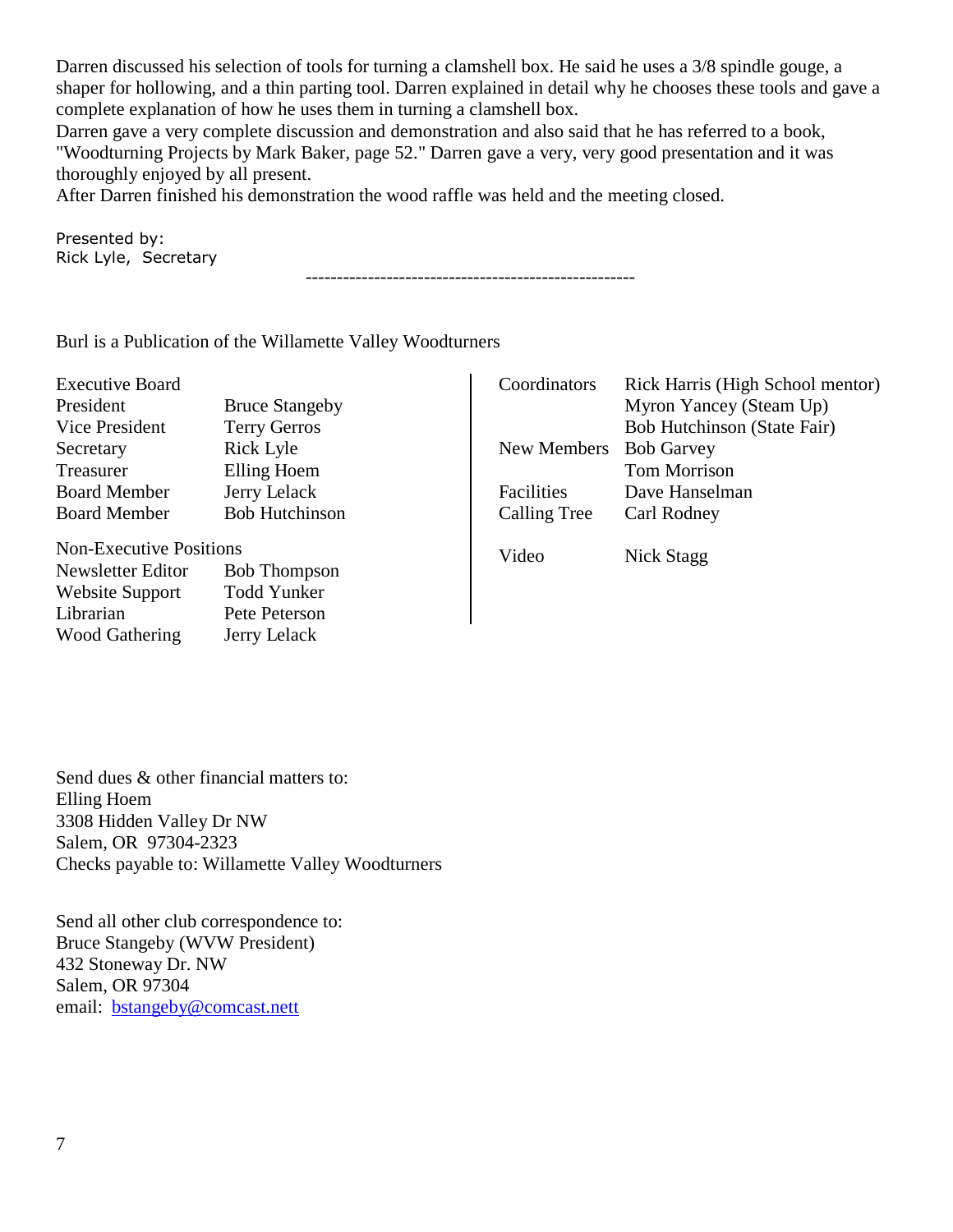Darren discussed his selection of tools for turning a clamshell box. He said he uses a 3/8 spindle gouge, a shaper for hollowing, and a thin parting tool. Darren explained in detail why he chooses these tools and gave a complete explanation of how he uses them in turning a clamshell box.

Darren gave a very complete discussion and demonstration and also said that he has referred to a book, "Woodturning Projects by Mark Baker, page 52." Darren gave a very, very good presentation and it was thoroughly enjoyed by all present.

After Darren finished his demonstration the wood raffle was held and the meeting closed.

Presented by:
Rick Lyle, Secretary

----------------------------------------------------

Burl is a Publication of the Willamette Valley Woodturners

| | |
|---|---|
| Executive Board | |
| President | Bruce Stangeby |
| Vice President | Terry Gerros |
| Secretary | Rick Lyle |
| Treasurer | Elling Hoem |
| Board Member | Jerry Lelack |
| Board Member | Bob Hutchinson |
| Non-Executive Positions | |
| Newsletter Editor | Bob Thompson |
| Website Support | Todd Yunker |
| Librarian | Pete Peterson |
| Wood Gathering | Jerry Lelack |

| | |
|---|---|
| Coordinators | Rick Harris (High School mentor) |
| | Myron Yancey (Steam Up) |
| | Bob Hutchinson (State Fair) |
| New Members | Bob Garvey |
| | Tom Morrison |
| Facilities | Dave Hanselman |
| Calling Tree | Carl Rodney |
| Video | Nick Stagg |

Send dues & other financial matters to:
Elling Hoem
3308 Hidden Valley Dr NW
Salem, OR 97304-2323
Checks payable to: Willamette Valley Woodturners

Send all other club correspondence to:
Bruce Stangeby (WVW President)
432 Stoneway Dr. NW
Salem, OR 97304
email: bstangeby@comcast.nett